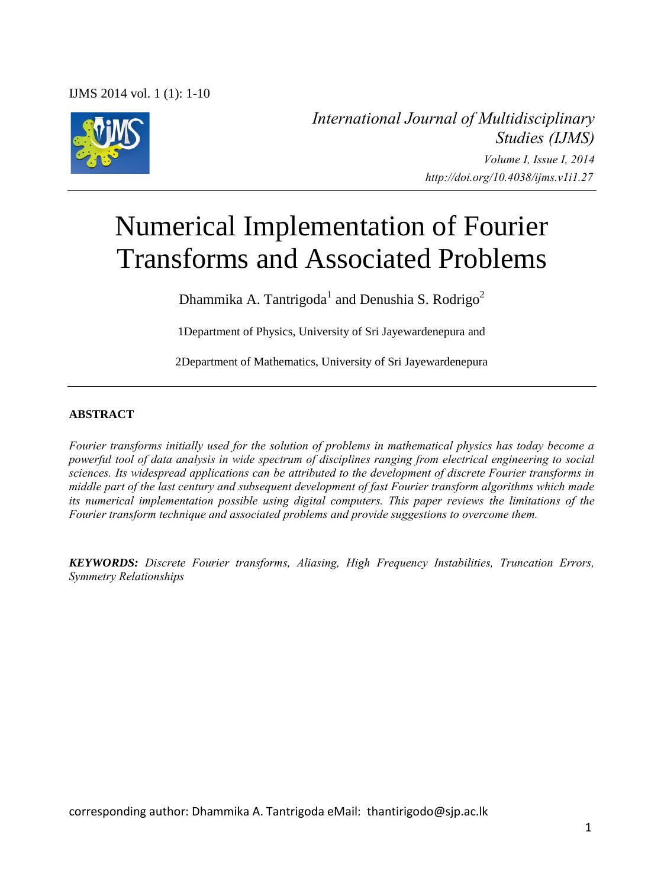*International Journal of Multidisciplinary Studies (IJMS)*
*Volume I, Issue I, 2014*
*http://doi.org/10.4038/ijms.v1i1.27*

# Numerical Implementation of Fourier Transforms and Associated Problems

Dhammika A. Tantrigoda[1] and Denushia S. Rodrigo[2]

1Department of Physics, University of Sri Jayewardenepura and

2Department of Mathematics, University of Sri Jayewardenepura

**ABSTRACT**

*Fourier transforms initially used for the solution of problems in mathematical physics has today become a powerful tool of data analysis in wide spectrum of disciplines ranging from electrical engineering to social sciences. Its widespread applications can be attributed to the development of discrete Fourier transforms in middle part of the last century and subsequent development of fast Fourier transform algorithms which made its numerical implementation possible using digital computers. This paper reviews the limitations of the Fourier transform technique and associated problems and provide suggestions to overcome them.*

***KEYWORDS:*** *Discrete Fourier transforms, Aliasing, High Frequency Instabilities, Truncation Errors, Symmetry Relationships*

corresponding author: Dhammika A. Tantrigoda eMail: thantirigodo@sjp.ac.lk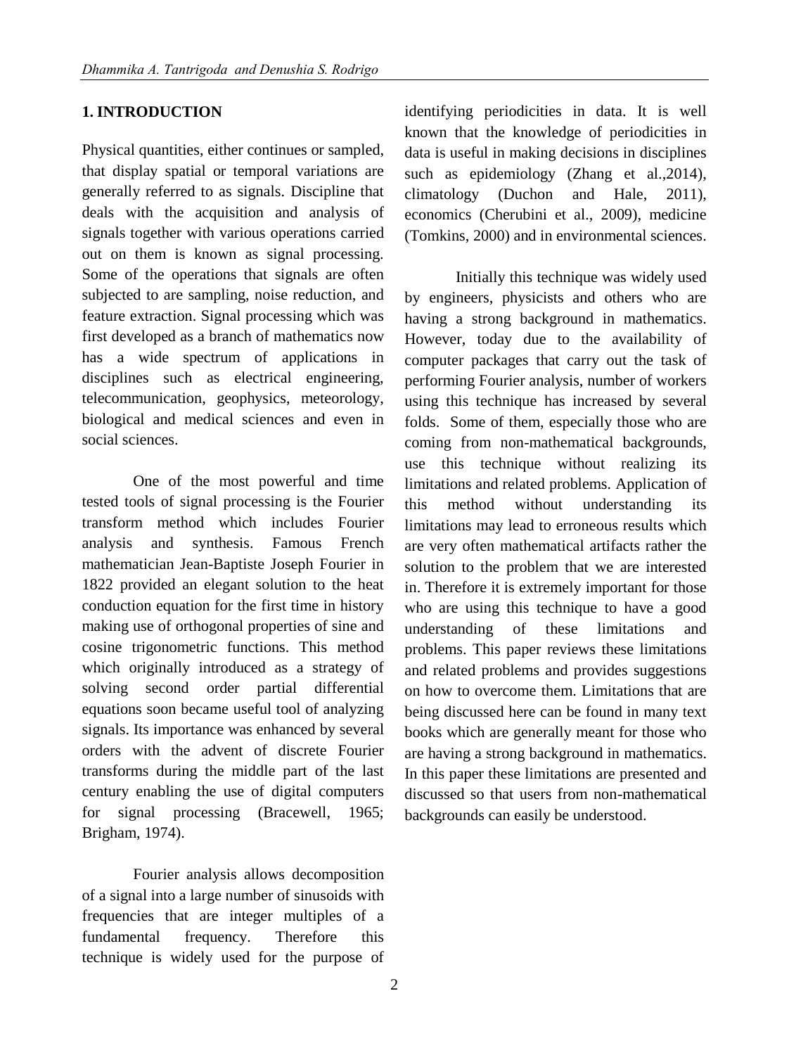## 1. INTRODUCTION

Physical quantities, either continues or sampled, that display spatial or temporal variations are generally referred to as signals. Discipline that deals with the acquisition and analysis of signals together with various operations carried out on them is known as signal processing. Some of the operations that signals are often subjected to are sampling, noise reduction, and feature extraction. Signal processing which was first developed as a branch of mathematics now has a wide spectrum of applications in disciplines such as electrical engineering, telecommunication, geophysics, meteorology, biological and medical sciences and even in social sciences.

One of the most powerful and time tested tools of signal processing is the Fourier transform method which includes Fourier analysis and synthesis. Famous French mathematician Jean-Baptiste Joseph Fourier in 1822 provided an elegant solution to the heat conduction equation for the first time in history making use of orthogonal properties of sine and cosine trigonometric functions. This method which originally introduced as a strategy of solving second order partial differential equations soon became useful tool of analyzing signals. Its importance was enhanced by several orders with the advent of discrete Fourier transforms during the middle part of the last century enabling the use of digital computers for signal processing (Bracewell, 1965; Brigham, 1974).

Fourier analysis allows decomposition of a signal into a large number of sinusoids with frequencies that are integer multiples of a fundamental frequency. Therefore this technique is widely used for the purpose of identifying periodicities in data. It is well known that the knowledge of periodicities in data is useful in making decisions in disciplines such as epidemiology (Zhang et al.,2014), climatology (Duchon and Hale, 2011), economics (Cherubini et al., 2009), medicine (Tomkins, 2000) and in environmental sciences.

Initially this technique was widely used by engineers, physicists and others who are having a strong background in mathematics. However, today due to the availability of computer packages that carry out the task of performing Fourier analysis, number of workers using this technique has increased by several folds. Some of them, especially those who are coming from non-mathematical backgrounds, use this technique without realizing its limitations and related problems. Application of this method without understanding its limitations may lead to erroneous results which are very often mathematical artifacts rather the solution to the problem that we are interested in. Therefore it is extremely important for those who are using this technique to have a good understanding of these limitations and problems. This paper reviews these limitations and related problems and provides suggestions on how to overcome them. Limitations that are being discussed here can be found in many text books which are generally meant for those who are having a strong background in mathematics. In this paper these limitations are presented and discussed so that users from non-mathematical backgrounds can easily be understood.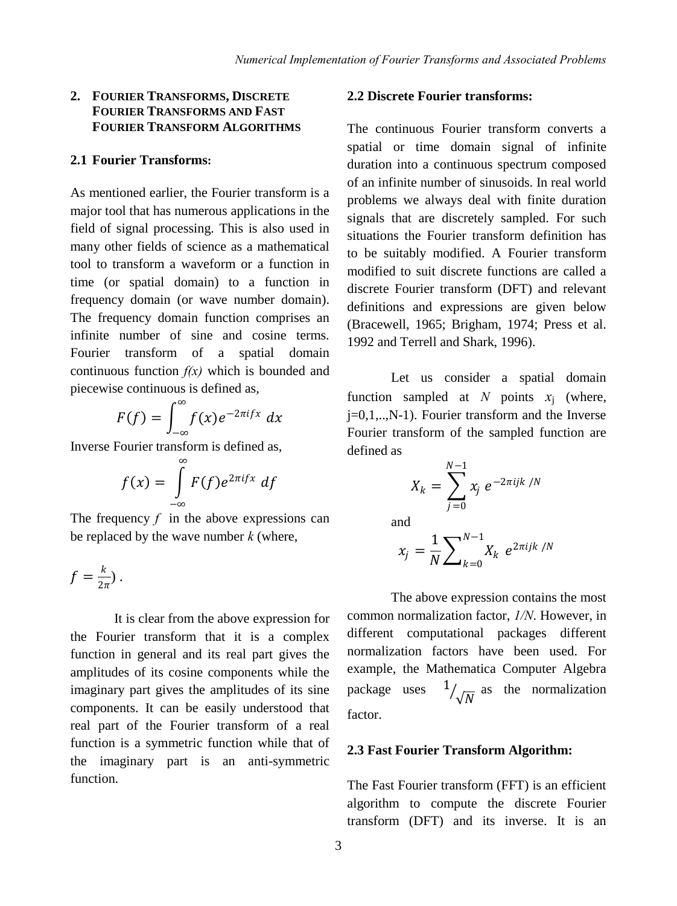## 2. Fourier Transforms, Discrete Fourier Transforms and Fast Fourier Transform Algorithms

### 2.1 Fourier Transforms:

As mentioned earlier, the Fourier transform is a major tool that has numerous applications in the field of signal processing. This is also used in many other fields of science as a mathematical tool to transform a waveform or a function in time (or spatial domain) to a function in frequency domain (or wave number domain). The frequency domain function comprises an infinite number of sine and cosine terms. Fourier transform of a spatial domain continuous function *f(x)* which is bounded and piecewise continuous is defined as,

$$F(f) = \int_{-\infty}^{\infty} f(x) e^{-2\pi i f x} \, dx$$

Inverse Fourier transform is defined as,

$$f(x) = \int_{-\infty}^{\infty} F(f) e^{2\pi i f x} \, df$$

The frequency $f$ in the above expressions can be replaced by the wave number $k$ (where,

$f = \frac{k}{2\pi}$) .

It is clear from the above expression for the Fourier transform that it is a complex function in general and its real part gives the amplitudes of its cosine components while the imaginary part gives the amplitudes of its sine components. It can be easily understood that real part of the Fourier transform of a real function is a symmetric function while that of the imaginary part is an anti-symmetric function.

### 2.2 Discrete Fourier transforms:

The continuous Fourier transform converts a spatial or time domain signal of infinite duration into a continuous spectrum composed of an infinite number of sinusoids. In real world problems we always deal with finite duration signals that are discretely sampled. For such situations the Fourier transform definition has to be suitably modified. A Fourier transform modified to suit discrete functions are called a discrete Fourier transform (DFT) and relevant definitions and expressions are given below (Bracewell, 1965; Brigham, 1974; Press et al. 1992 and Terrell and Shark, 1996).

Let us consider a spatial domain function sampled at $N$ points $x_j$ (where, j=0,1,..,N-1). Fourier transform and the Inverse Fourier transform of the sampled function are defined as

$$X_k = \sum_{j=0}^{N-1} x_j \, e^{-2\pi i j k / N}$$

and

$$x_j = \frac{1}{N} \sum_{k=0}^{N-1} X_k \, e^{2\pi i j k / N}$$

The above expression contains the most common normalization factor, *1/N*. However, in different computational packages different normalization factors have been used. For example, the Mathematica Computer Algebra package uses $1/\sqrt{N}$ as the normalization factor.

### 2.3 Fast Fourier Transform Algorithm:

The Fast Fourier transform (FFT) is an efficient algorithm to compute the discrete Fourier transform (DFT) and its inverse. It is an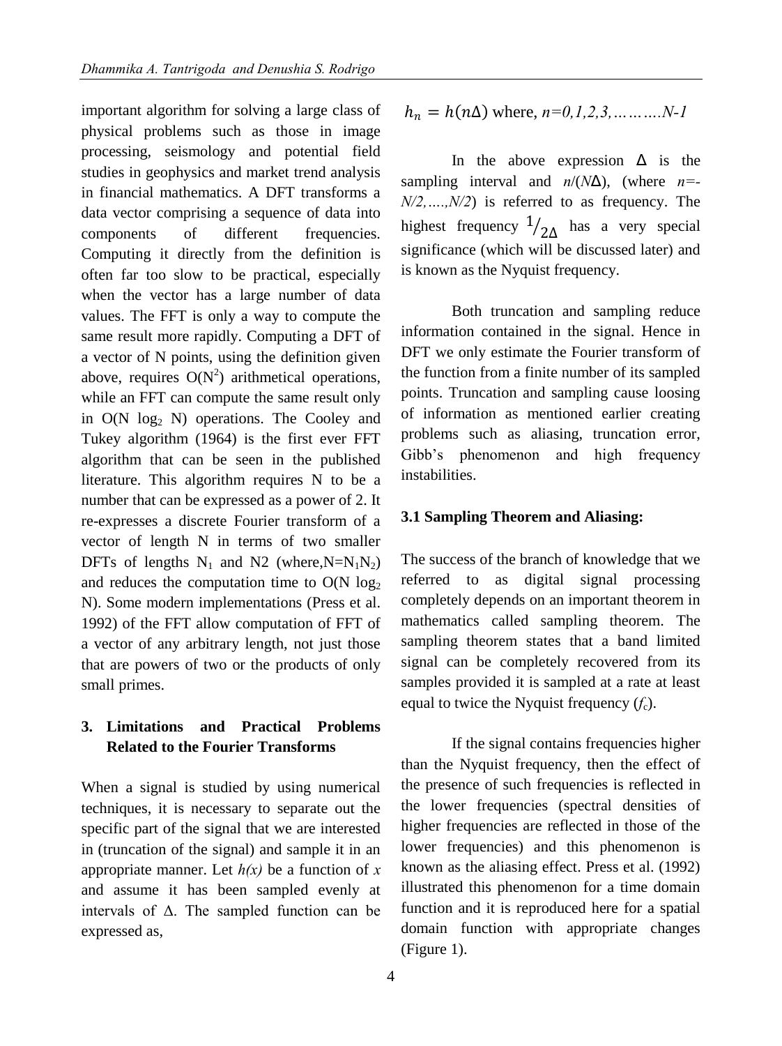important algorithm for solving a large class of physical problems such as those in image processing, seismology and potential field studies in geophysics and market trend analysis in financial mathematics. A DFT transforms a data vector comprising a sequence of data into components of different frequencies. Computing it directly from the definition is often far too slow to be practical, especially when the vector has a large number of data values. The FFT is only a way to compute the same result more rapidly. Computing a DFT of a vector of N points, using the definition given above, requires $O(N^2)$ arithmetical operations, while an FFT can compute the same result only in $O(N \log_2 N)$ operations. The Cooley and Tukey algorithm (1964) is the first ever FFT algorithm that can be seen in the published literature. This algorithm requires N to be a number that can be expressed as a power of 2. It re-expresses a discrete Fourier transform of a vector of length N in terms of two smaller DFTs of lengths $N_1$ and N2 (where,$N=N_1N_2$) and reduces the computation time to $O(N \log_2 N)$. Some modern implementations (Press et al. 1992) of the FFT allow computation of FFT of a vector of any arbitrary length, not just those that are powers of two or the products of only small primes.

## 3. Limitations and Practical Problems Related to the Fourier Transforms

When a signal is studied by using numerical techniques, it is necessary to separate out the specific part of the signal that we are interested in (truncation of the signal) and sample it in an appropriate manner. Let $h(x)$ be a function of $x$ and assume it has been sampled evenly at intervals of $\Delta$. The sampled function can be expressed as,

$h_n = h(n\Delta)$ where, $n=0,1,2,3,\ldots\ldots\ldots N-1$

In the above expression $\Delta$ is the sampling interval and $n/(N\Delta)$, (where $n=-N/2,\ldots.,N/2$) is referred to as frequency. The highest frequency $1/_{2\Delta}$ has a very special significance (which will be discussed later) and is known as the Nyquist frequency.

Both truncation and sampling reduce information contained in the signal. Hence in DFT we only estimate the Fourier transform of the function from a finite number of its sampled points. Truncation and sampling cause loosing of information as mentioned earlier creating problems such as aliasing, truncation error, Gibb's phenomenon and high frequency instabilities.

### 3.1 Sampling Theorem and Aliasing:

The success of the branch of knowledge that we referred to as digital signal processing completely depends on an important theorem in mathematics called sampling theorem. The sampling theorem states that a band limited signal can be completely recovered from its samples provided it is sampled at a rate at least equal to twice the Nyquist frequency ($f_c$).

If the signal contains frequencies higher than the Nyquist frequency, then the effect of the presence of such frequencies is reflected in the lower frequencies (spectral densities of higher frequencies are reflected in those of the lower frequencies) and this phenomenon is known as the aliasing effect. Press et al. (1992) illustrated this phenomenon for a time domain function and it is reproduced here for a spatial domain function with appropriate changes (Figure 1).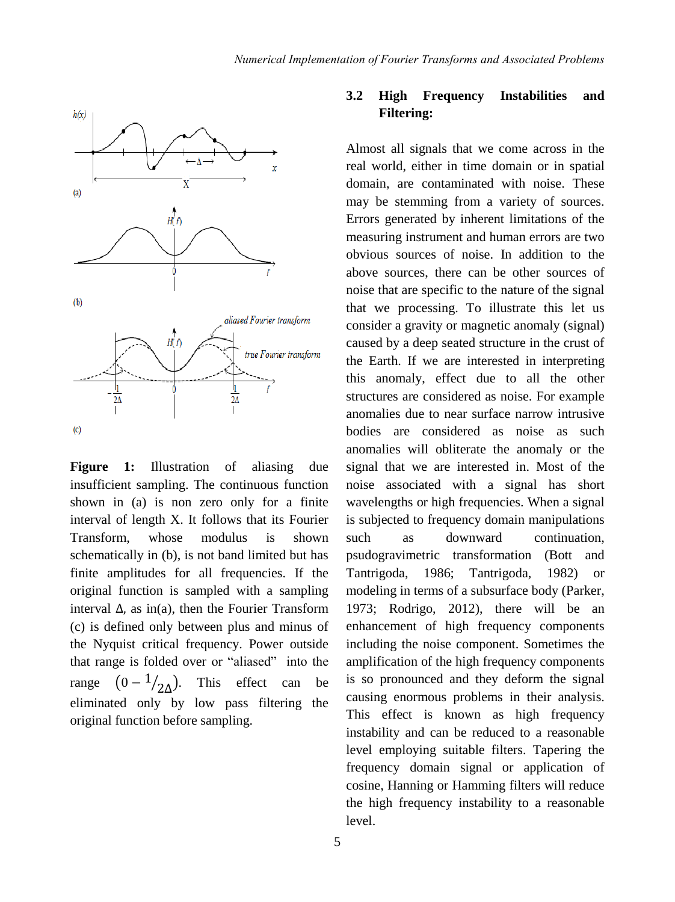**Figure 1:** Illustration of aliasing due insufficient sampling. The continuous function shown in (a) is non zero only for a finite interval of length X. It follows that its Fourier Transform, whose modulus is shown schematically in (b), is not band limited but has finite amplitudes for all frequencies. If the original function is sampled with a sampling interval $\Delta$, as in(a), then the Fourier Transform (c) is defined only between plus and minus of the Nyquist critical frequency. Power outside that range is folded over or "aliased" into the range $\left(0 - {}^{1}/_{2\Delta}\right)$. This effect can be eliminated only by low pass filtering the original function before sampling.

### 3.2 High Frequency Instabilities and Filtering:

Almost all signals that we come across in the real world, either in time domain or in spatial domain, are contaminated with noise. These may be stemming from a variety of sources. Errors generated by inherent limitations of the measuring instrument and human errors are two obvious sources of noise. In addition to the above sources, there can be other sources of noise that are specific to the nature of the signal that we processing. To illustrate this let us consider a gravity or magnetic anomaly (signal) caused by a deep seated structure in the crust of the Earth. If we are interested in interpreting this anomaly, effect due to all the other structures are considered as noise. For example anomalies due to near surface narrow intrusive bodies are considered as noise as such anomalies will obliterate the anomaly or the signal that we are interested in. Most of the noise associated with a signal has short wavelengths or high frequencies. When a signal is subjected to frequency domain manipulations such as downward continuation, psudogravimetric transformation (Bott and Tantrigoda, 1986; Tantrigoda, 1982) or modeling in terms of a subsurface body (Parker, 1973; Rodrigo, 2012), there will be an enhancement of high frequency components including the noise component. Sometimes the amplification of the high frequency components is so pronounced and they deform the signal causing enormous problems in their analysis. This effect is known as high frequency instability and can be reduced to a reasonable level employing suitable filters. Tapering the frequency domain signal or application of cosine, Hanning or Hamming filters will reduce the high frequency instability to a reasonable level.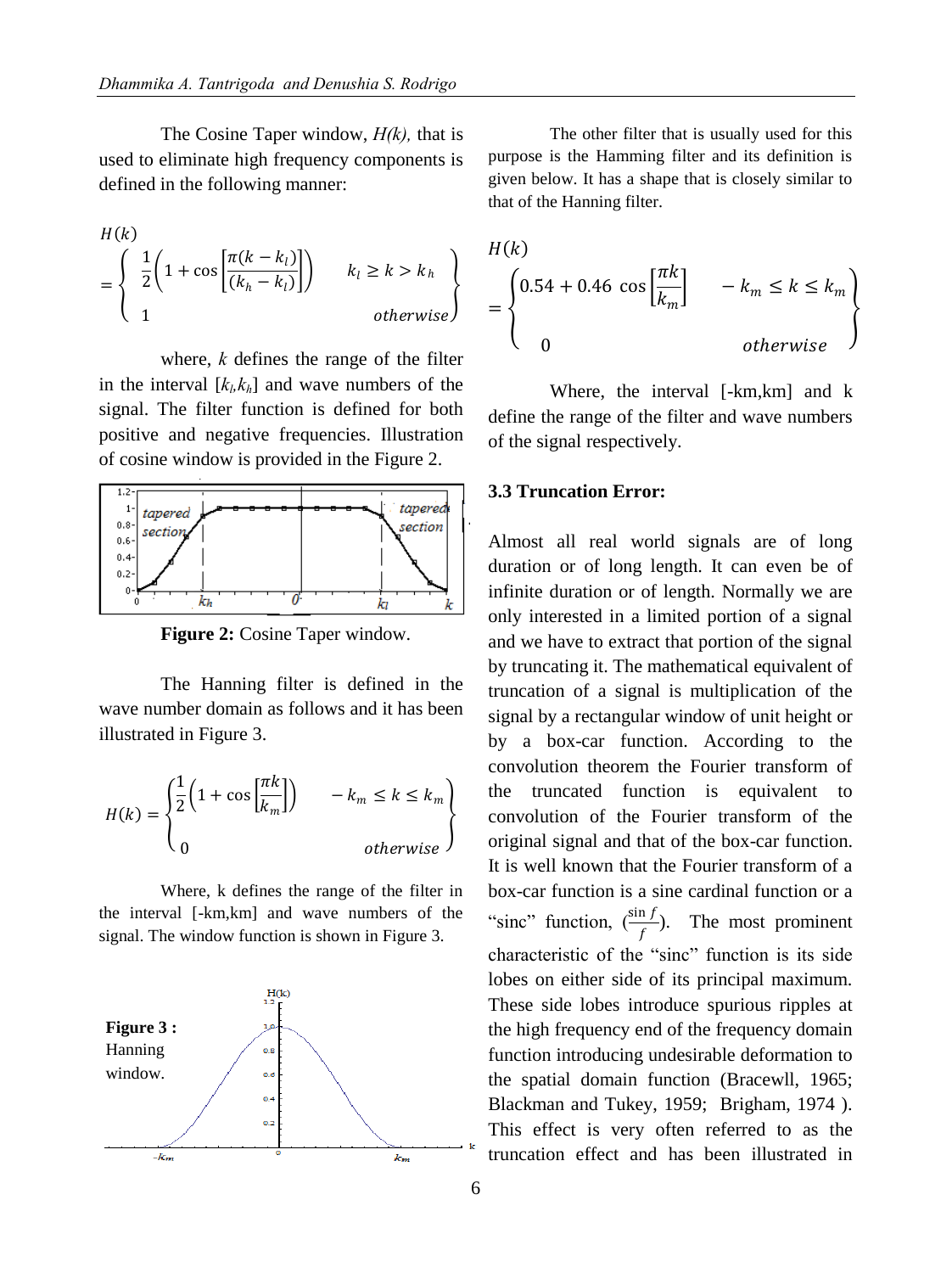The Cosine Taper window, $H(k)$, that is used to eliminate high frequency components is defined in the following manner:

$$H(k) = \begin{cases} \frac{1}{2}\left(1 + \cos\left[\frac{\pi(k - k_l)}{(k_h - k_l)}\right]\right) & k_l \geq k > k_h \\ 1 & otherwise \end{cases}$$

where, $k$ defines the range of the filter in the interval $[k_l, k_h]$ and wave numbers of the signal. The filter function is defined for both positive and negative frequencies. Illustration of cosine window is provided in the Figure 2.

**Figure 2:** Cosine Taper window.

The Hanning filter is defined in the wave number domain as follows and it has been illustrated in Figure 3.

$$H(k) = \begin{cases} \frac{1}{2}\left(1 + \cos\left[\frac{\pi k}{k_m}\right]\right) & -k_m \leq k \leq k_m \\ 0 & otherwise \end{cases}$$

Where, k defines the range of the filter in the interval [-km,km] and wave numbers of the signal. The window function is shown in Figure 3.

**Figure 3 :** Hanning window.

The other filter that is usually used for this purpose is the Hamming filter and its definition is given below. It has a shape that is closely similar to that of the Hanning filter.

$$H(k) = \begin{cases} 0.54 + 0.46 \cos\left[\frac{\pi k}{k_m}\right] & -k_m \leq k \leq k_m \\ 0 & otherwise \end{cases}$$

Where, the interval [-km,km] and k define the range of the filter and wave numbers of the signal respectively.

### 3.3 Truncation Error:

Almost all real world signals are of long duration or of long length. It can even be of infinite duration or of length. Normally we are only interested in a limited portion of a signal and we have to extract that portion of the signal by truncating it. The mathematical equivalent of truncation of a signal is multiplication of the signal by a rectangular window of unit height or by a box-car function. According to the convolution theorem the Fourier transform of the truncated function is equivalent to convolution of the Fourier transform of the original signal and that of the box-car function. It is well known that the Fourier transform of a box-car function is a sine cardinal function or a "sinc" function, $(\frac{\sin f}{f})$. The most prominent characteristic of the "sinc" function is its side lobes on either side of its principal maximum. These side lobes introduce spurious ripples at the high frequency end of the frequency domain function introducing undesirable deformation to the spatial domain function (Bracewll, 1965; Blackman and Tukey, 1959; Brigham, 1974 ). This effect is very often referred to as the truncation effect and has been illustrated in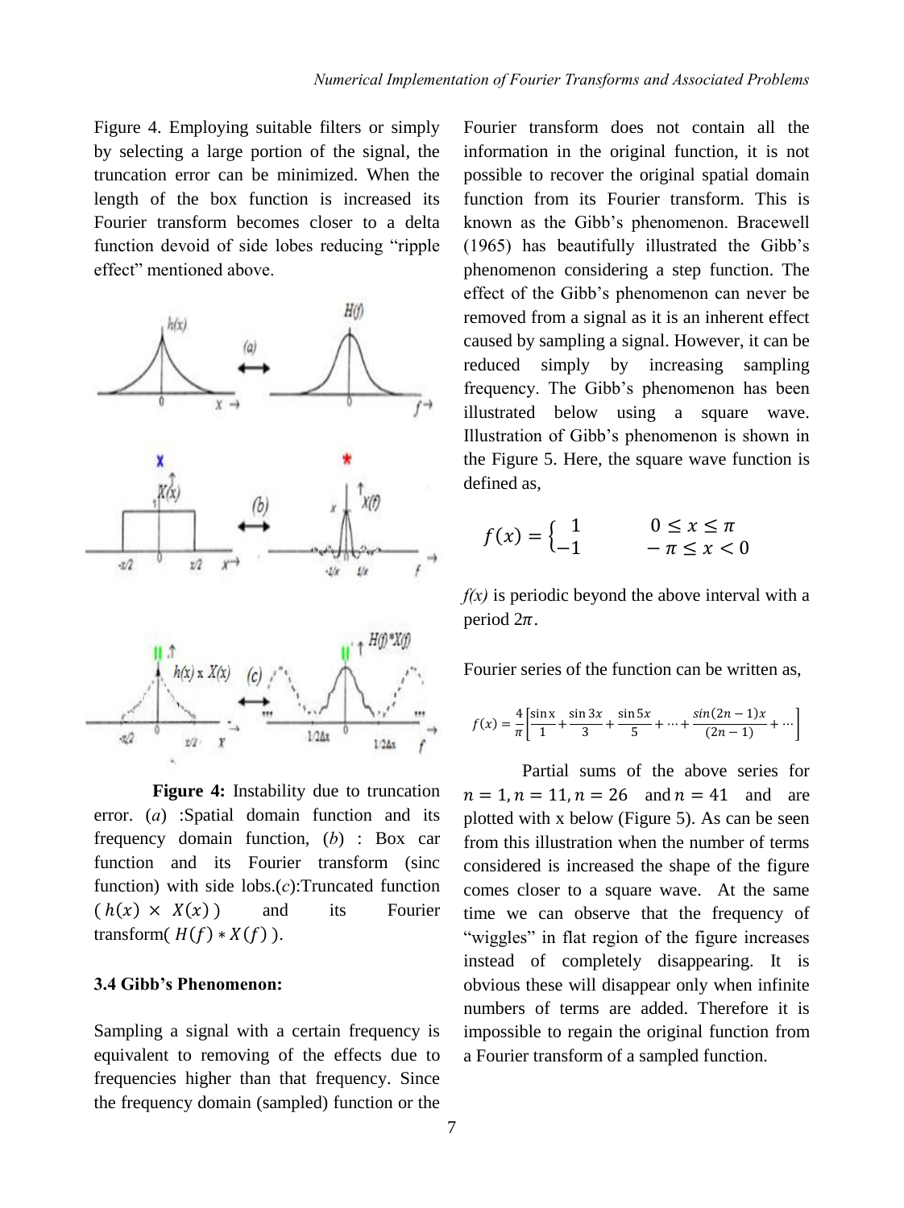Figure 4. Employing suitable filters or simply by selecting a large portion of the signal, the truncation error can be minimized. When the length of the box function is increased its Fourier transform becomes closer to a delta function devoid of side lobes reducing "ripple effect" mentioned above.

**Figure 4:** Instability due to truncation error. (*a*) :Spatial domain function and its frequency domain function, (*b*) : Box car function and its Fourier transform (sinc function) with side lobs.(*c*):Truncated function ( $h(x) \times X(x)$ ) and its Fourier transform( $H(f) * X(f)$ ).

### 3.4 Gibb's Phenomenon:

Sampling a signal with a certain frequency is equivalent to removing of the effects due to frequencies higher than that frequency. Since the frequency domain (sampled) function or the Fourier transform does not contain all the information in the original function, it is not possible to recover the original spatial domain function from its Fourier transform. This is known as the Gibb's phenomenon. Bracewell (1965) has beautifully illustrated the Gibb's phenomenon considering a step function. The effect of the Gibb's phenomenon can never be removed from a signal as it is an inherent effect caused by sampling a signal. However, it can be reduced simply by increasing sampling frequency. The Gibb's phenomenon has been illustrated below using a square wave. Illustration of Gibb's phenomenon is shown in the Figure 5. Here, the square wave function is defined as,

$$f(x) = \begin{cases} 1 & 0 \leq x \leq \pi \\ -1 & -\pi \leq x < 0 \end{cases}$$

*f(x)* is periodic beyond the above interval with a period $2\pi$.

Fourier series of the function can be written as,

$$f(x) = \frac{4}{\pi}\left[\frac{\sin x}{1} + \frac{\sin 3x}{3} + \frac{\sin 5x}{5} + \cdots + \frac{\sin(2n-1)x}{(2n-1)} + \cdots\right]$$

Partial sums of the above series for $n = 1, n = 11, n = 26$ and $n = 41$ and are plotted with x below (Figure 5). As can be seen from this illustration when the number of terms considered is increased the shape of the figure comes closer to a square wave. At the same time we can observe that the frequency of "wiggles" in flat region of the figure increases instead of completely disappearing. It is obvious these will disappear only when infinite numbers of terms are added. Therefore it is impossible to regain the original function from a Fourier transform of a sampled function.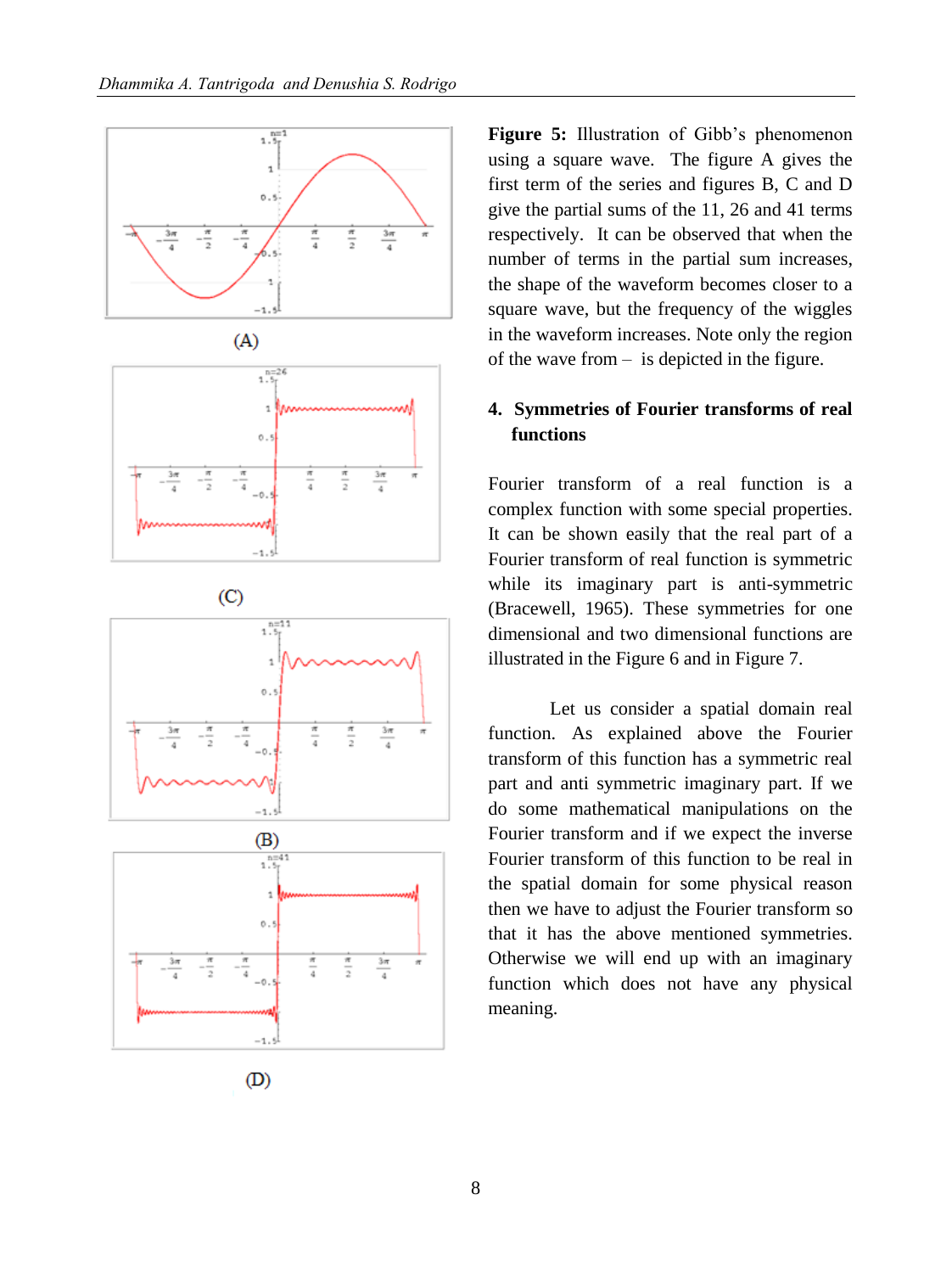(A)

(C)

(B)

(D)

**Figure 5:** Illustration of Gibb's phenomenon using a square wave. The figure A gives the first term of the series and figures B, C and D give the partial sums of the 11, 26 and 41 terms respectively. It can be observed that when the number of terms in the partial sum increases, the shape of the waveform becomes closer to a square wave, but the frequency of the wiggles in the waveform increases. Note only the region of the wave from – is depicted in the figure.

## 4. Symmetries of Fourier transforms of real functions

Fourier transform of a real function is a complex function with some special properties. It can be shown easily that the real part of a Fourier transform of real function is symmetric while its imaginary part is anti-symmetric (Bracewell, 1965). These symmetries for one dimensional and two dimensional functions are illustrated in the Figure 6 and in Figure 7.

Let us consider a spatial domain real function. As explained above the Fourier transform of this function has a symmetric real part and anti symmetric imaginary part. If we do some mathematical manipulations on the Fourier transform and if we expect the inverse Fourier transform of this function to be real in the spatial domain for some physical reason then we have to adjust the Fourier transform so that it has the above mentioned symmetries. Otherwise we will end up with an imaginary function which does not have any physical meaning.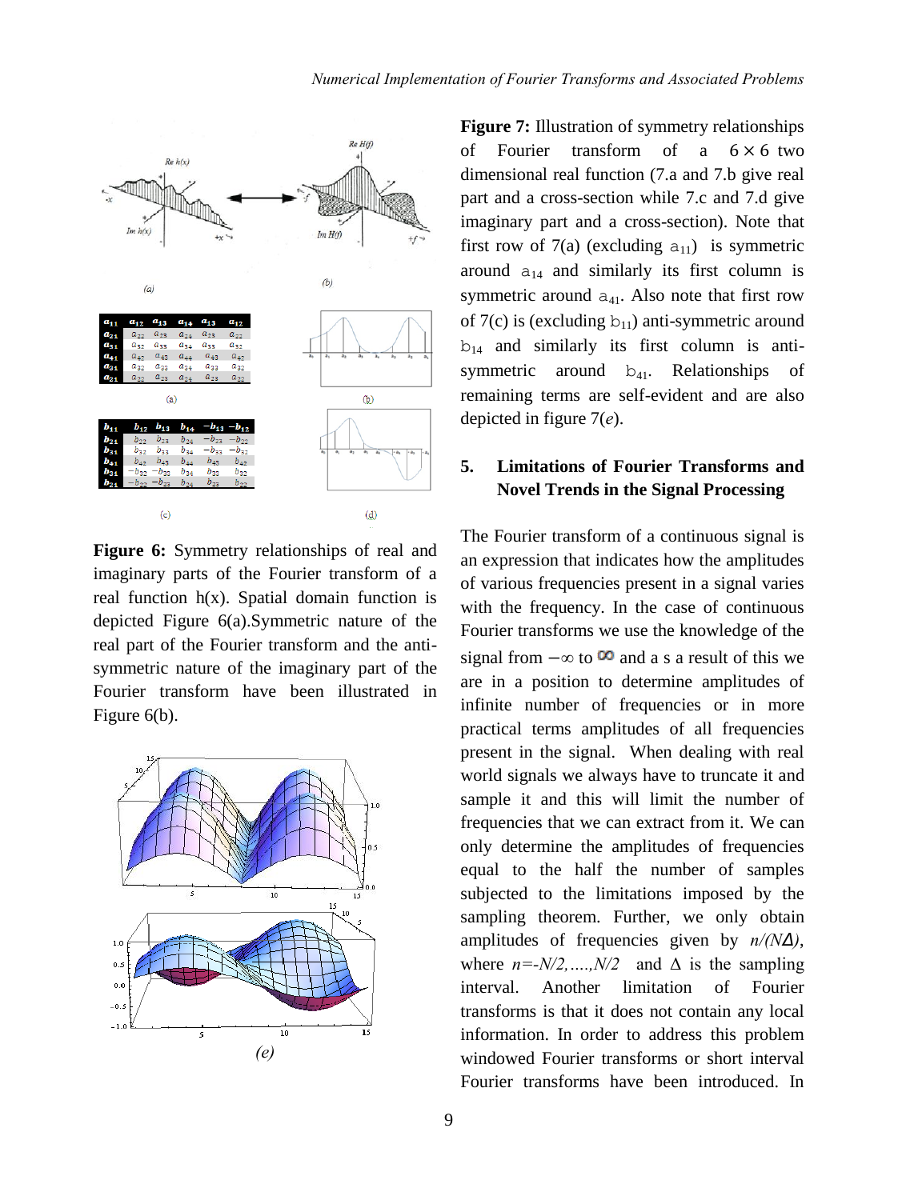**Figure 6:** Symmetry relationships of real and imaginary parts of the Fourier transform of a real function h(x). Spatial domain function is depicted Figure 6(a).Symmetric nature of the real part of the Fourier transform and the anti-symmetric nature of the imaginary part of the Fourier transform have been illustrated in Figure 6(b).

**Figure 7:** Illustration of symmetry relationships of Fourier transform of a $6 \times 6$ two dimensional real function (7.a and 7.b give real part and a cross-section while 7.c and 7.d give imaginary part and a cross-section). Note that first row of 7(a) (excluding $a_{11}$) is symmetric around $a_{14}$ and similarly its first column is symmetric around $a_{41}$. Also note that first row of 7(c) is (excluding $b_{11}$) anti-symmetric around $b_{14}$ and similarly its first column is anti-symmetric around $b_{41}$. Relationships of remaining terms are self-evident and are also depicted in figure 7(*e*).

## 5. Limitations of Fourier Transforms and Novel Trends in the Signal Processing

The Fourier transform of a continuous signal is an expression that indicates how the amplitudes of various frequencies present in a signal varies with the frequency. In the case of continuous Fourier transforms we use the knowledge of the signal from $-\infty$ to $\infty$ and a s a result of this we are in a position to determine amplitudes of infinite number of frequencies or in more practical terms amplitudes of all frequencies present in the signal. When dealing with real world signals we always have to truncate it and sample it and this will limit the number of frequencies that we can extract from it. We can only determine the amplitudes of frequencies equal to the half the number of samples subjected to the limitations imposed by the sampling theorem. Further, we only obtain amplitudes of frequencies given by $n/(N\Delta)$, where $n=-N/2,....,N/2$ and $\Delta$ is the sampling interval. Another limitation of Fourier transforms is that it does not contain any local information. In order to address this problem windowed Fourier transforms or short interval Fourier transforms have been introduced. In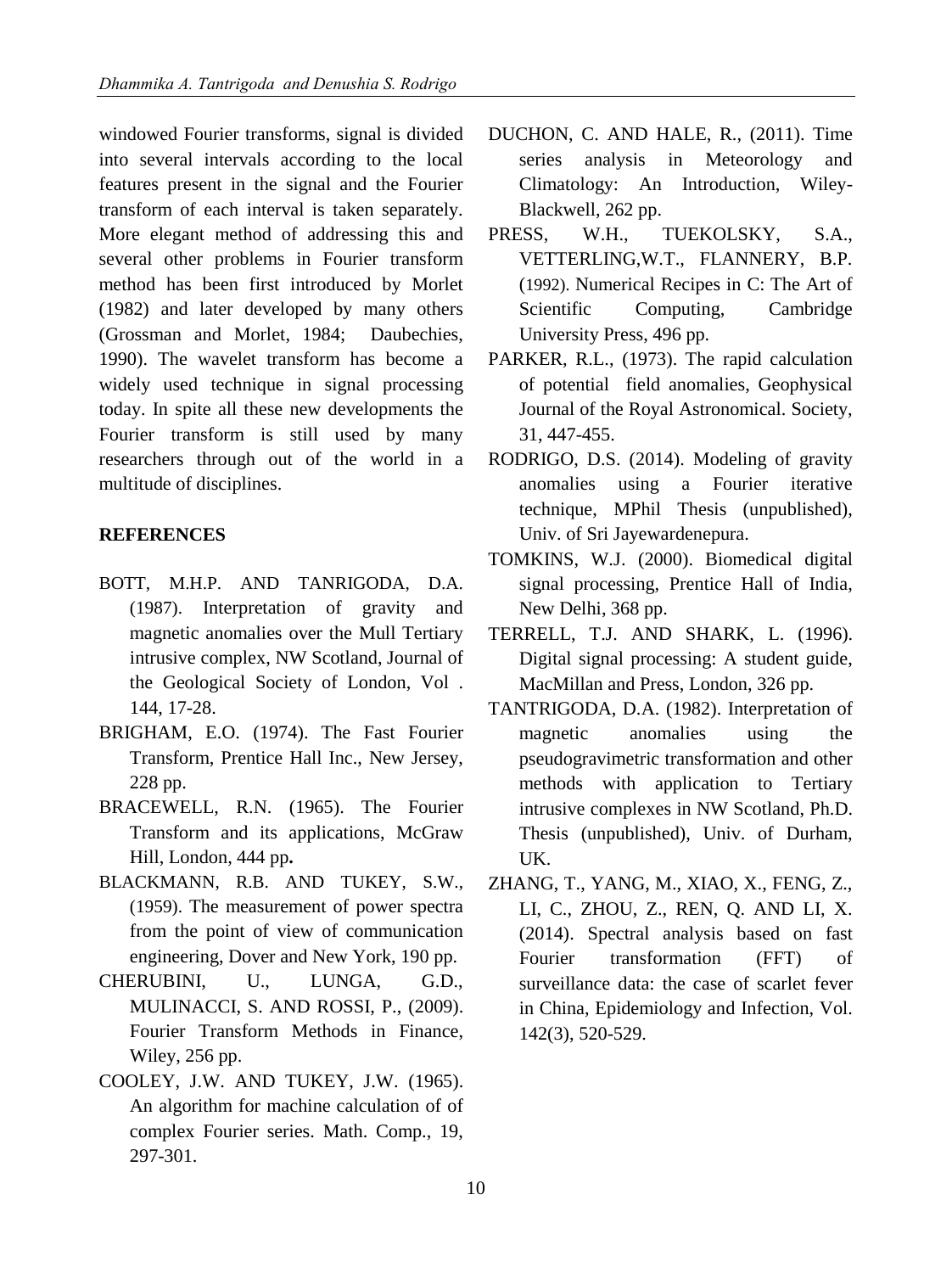windowed Fourier transforms, signal is divided into several intervals according to the local features present in the signal and the Fourier transform of each interval is taken separately. More elegant method of addressing this and several other problems in Fourier transform method has been first introduced by Morlet (1982) and later developed by many others (Grossman and Morlet, 1984; Daubechies, 1990). The wavelet transform has become a widely used technique in signal processing today. In spite all these new developments the Fourier transform is still used by many researchers through out of the world in a multitude of disciplines.

## REFERENCES

BOTT, M.H.P. AND TANRIGODA, D.A. (1987). Interpretation of gravity and magnetic anomalies over the Mull Tertiary intrusive complex, NW Scotland, Journal of the Geological Society of London, Vol . 144, 17-28.

BRIGHAM, E.O. (1974). The Fast Fourier Transform, Prentice Hall Inc., New Jersey, 228 pp.

BRACEWELL, R.N. (1965). The Fourier Transform and its applications, McGraw Hill, London, 444 pp**.**

BLACKMANN, R.B. AND TUKEY, S.W., (1959). The measurement of power spectra from the point of view of communication engineering, Dover and New York, 190 pp.

CHERUBINI, U., LUNGA, G.D., MULINACCI, S. AND ROSSI, P., (2009). Fourier Transform Methods in Finance, Wiley, 256 pp.

COOLEY, J.W. AND TUKEY, J.W. (1965). An algorithm for machine calculation of of complex Fourier series. Math. Comp., 19, 297-301.

DUCHON, C. AND HALE, R., (2011). Time series analysis in Meteorology and Climatology: An Introduction, Wiley-Blackwell, 262 pp.

PRESS, W.H., TUEKOLSKY, S.A., VETTERLING,W.T., FLANNERY, B.P. (1992). Numerical Recipes in C: The Art of Scientific Computing, Cambridge University Press, 496 pp.

PARKER, R.L., (1973). The rapid calculation of potential field anomalies, Geophysical Journal of the Royal Astronomical. Society, 31, 447-455.

RODRIGO, D.S. (2014). Modeling of gravity anomalies using a Fourier iterative technique, MPhil Thesis (unpublished), Univ. of Sri Jayewardenepura.

TOMKINS, W.J. (2000). Biomedical digital signal processing, Prentice Hall of India, New Delhi, 368 pp.

TERRELL, T.J. AND SHARK, L. (1996). Digital signal processing: A student guide, MacMillan and Press, London, 326 pp.

TANTRIGODA, D.A. (1982). Interpretation of magnetic anomalies using the pseudogravimetric transformation and other methods with application to Tertiary intrusive complexes in NW Scotland, Ph.D. Thesis (unpublished), Univ. of Durham, UK.

ZHANG, T., YANG, M., XIAO, X., FENG, Z., LI, C., ZHOU, Z., REN, Q. AND LI, X. (2014). Spectral analysis based on fast Fourier transformation (FFT) of surveillance data: the case of scarlet fever in China, Epidemiology and Infection, Vol. 142(3), 520-529.